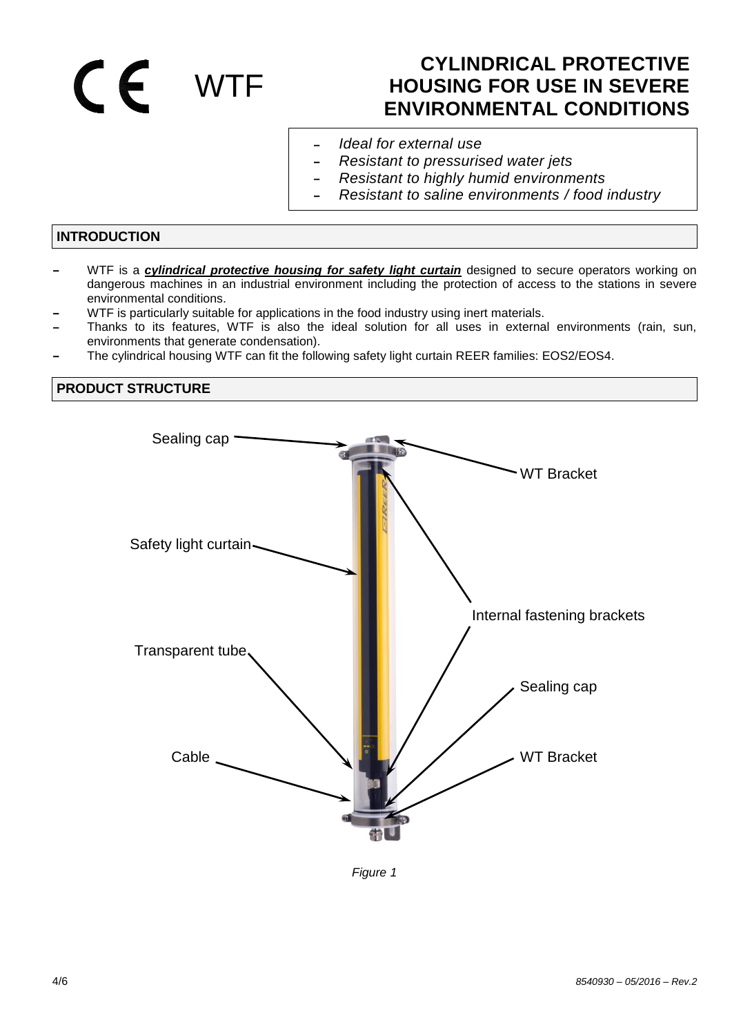# CE WTF

# CYLINDRICAL PROTECTIVE HOUSING FOR USE IN SEVERE ENVIRONMENTAL CONDITIONS

- *Ideal for external use*
- *Resistant to pressurised water jets*
- *Resistant to highly humid environments*
- *Resistant to saline environments / food industry*

## INTRODUCTION

- WTF is a ***cylindrical protective housing for safety light curtain*** designed to secure operators working on dangerous machines in an industrial environment including the protection of access to the stations in severe environmental conditions.
- WTF is particularly suitable for applications in the food industry using inert materials.
- Thanks to its features, WTF is also the ideal solution for all uses in external environments (rain, sun, environments that generate condensation).
- The cylindrical housing WTF can fit the following safety light curtain REER families: EOS2/EOS4.

## PRODUCT STRUCTURE

Sealing cap

WT Bracket

Safety light curtain

Internal fastening brackets

Transparent tube

Sealing cap

Cable

WT Bracket

*Figure 1*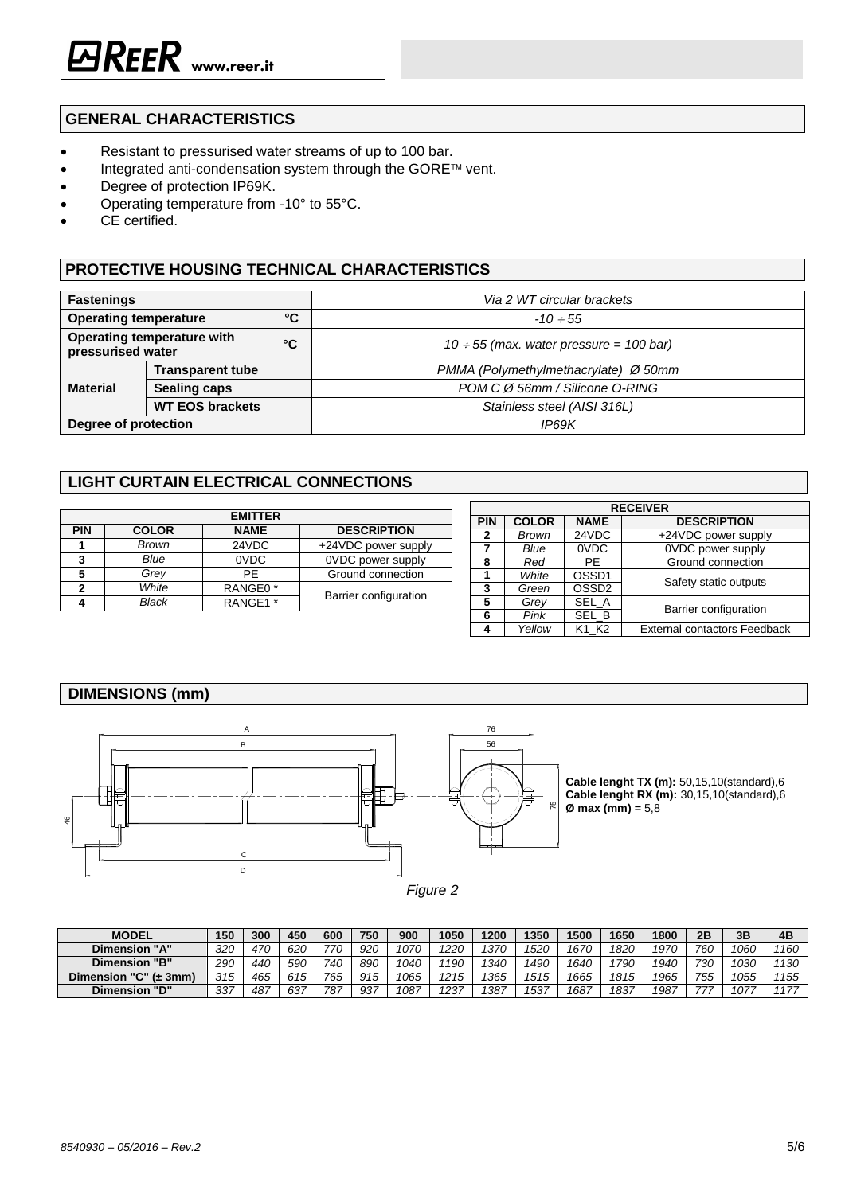## GENERAL CHARACTERISTICS

- Resistant to pressurised water streams of up to 100 bar.
- Integrated anti-condensation system through the GORE™ vent.
- Degree of protection IP69K.
- Operating temperature from -10° to 55°C.
- CE certified.

## PROTECTIVE HOUSING TECHNICAL CHARACTERISTICS

| | | | |
|---|---|---|---|
| **Fastenings** | | | *Via 2 WT circular brackets* |
| **Operating temperature** | | **°C** | *-10 ÷ 55* |
| **Operating temperature with pressurised water** | | **°C** | *10 ÷ 55 (max. water pressure = 100 bar)* |
| **Material** | **Transparent tube** | | *PMMA (Polymethylmethacrylate) Ø 50mm* |
| | **Sealing caps** | | *POM C Ø 56mm / Silicone O-RING* |
| | **WT EOS brackets** | | *Stainless steel (AISI 316L)* |
| **Degree of protection** | | | *IP69K* |

## LIGHT CURTAIN ELECTRICAL CONNECTIONS

| EMITTER | | | |
|---|---|---|---|
| **PIN** | **COLOR** | **NAME** | **DESCRIPTION** |
| **1** | *Brown* | 24VDC | +24VDC power supply |
| **3** | *Blue* | 0VDC | 0VDC power supply |
| **5** | *Grey* | PE | Ground connection |
| **2** | *White* | RANGE0 * | Barrier configuration |
| **4** | *Black* | RANGE1 * | |

| RECEIVER | | | |
|---|---|---|---|
| **PIN** | **COLOR** | **NAME** | **DESCRIPTION** |
| **2** | *Brown* | 24VDC | +24VDC power supply |
| **7** | *Blue* | 0VDC | 0VDC power supply |
| **8** | *Red* | PE | Ground connection |
| **1** | *White* | OSSD1 | Safety static outputs |
| **3** | *Green* | OSSD2 | |
| **5** | *Grey* | SEL_A | Barrier configuration |
| **6** | *Pink* | SEL_B | |
| **4** | *Yellow* | K1_K2 | External contactors Feedback |

## DIMENSIONS (mm)

A
B
C
D
46
76
56
75

**Cable lenght TX (m):** 50,15,10(standard),6
**Cable lenght RX (m):** 30,15,10(standard),6
**Ø max (mm) =** 5,8

*Figure 2*

| MODEL | 150 | 300 | 450 | 600 | 750 | 900 | 1050 | 1200 | 1350 | 1500 | 1650 | 1800 | 2B | 3B | 4B |
|---|---|---|---|---|---|---|---|---|---|---|---|---|---|---|---|
| **Dimension "A"** | 320 | 470 | 620 | 770 | 920 | 1070 | 1220 | 1370 | 1520 | 1670 | 1820 | 1970 | 760 | 1060 | 1160 |
| **Dimension "B"** | 290 | 440 | 590 | 740 | 890 | 1040 | 1190 | 1340 | 1490 | 1640 | 1790 | 1940 | 730 | 1030 | 1130 |
| **Dimension "C" (± 3mm)** | 315 | 465 | 615 | 765 | 915 | 1065 | 1215 | 1365 | 1515 | 1665 | 1815 | 1965 | 755 | 1055 | 1155 |
| **Dimension "D"** | 337 | 487 | 637 | 787 | 937 | 1087 | 1237 | 1387 | 1537 | 1687 | 1837 | 1987 | 777 | 1077 | 1177 |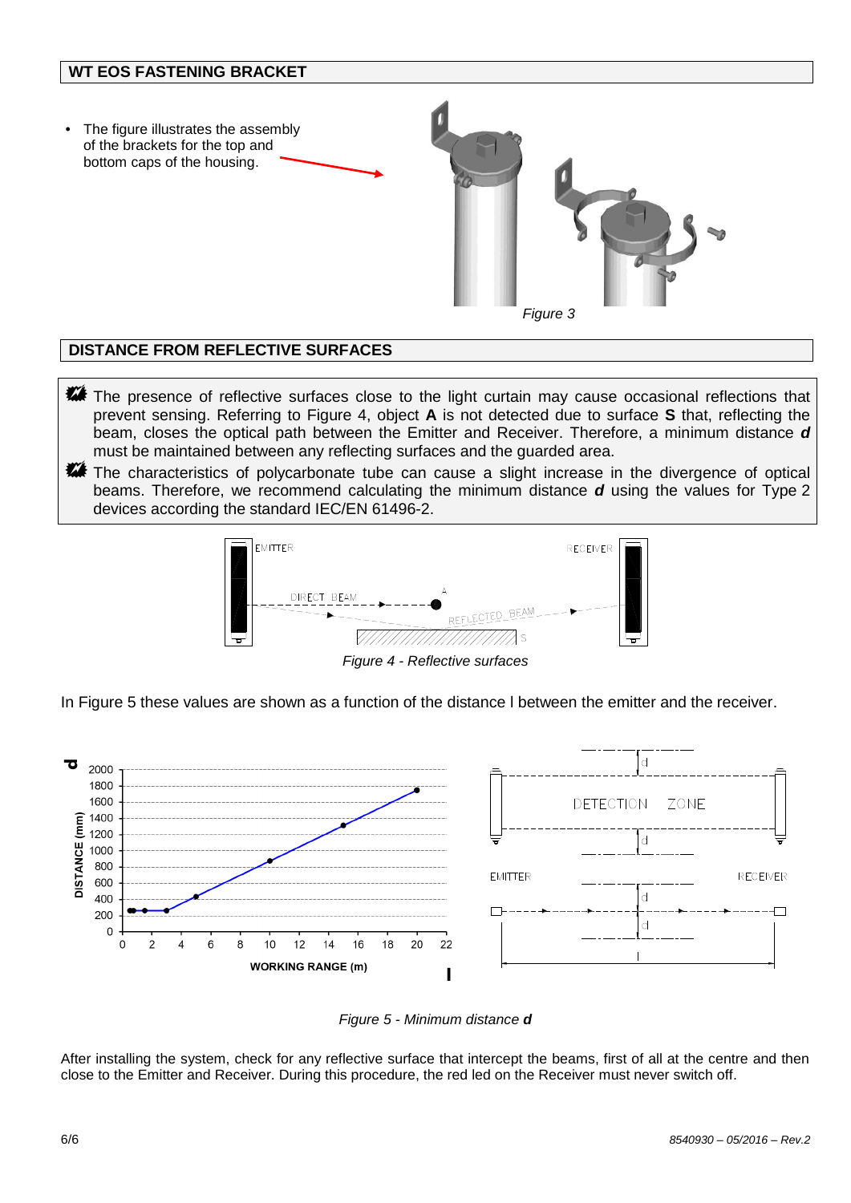## WT EOS FASTENING BRACKET

- The figure illustrates the assembly of the brackets for the top and bottom caps of the housing.

Figure 3

## DISTANCE FROM REFLECTIVE SURFACES

The presence of reflective surfaces close to the light curtain may cause occasional reflections that prevent sensing. Referring to Figure 4, object **A** is not detected due to surface **S** that, reflecting the beam, closes the optical path between the Emitter and Receiver. Therefore, a minimum distance ***d*** must be maintained between any reflecting surfaces and the guarded area.

The characteristics of polycarbonate tube can cause a slight increase in the divergence of optical beams. Therefore, we recommend calculating the minimum distance ***d*** using the values for Type 2 devices according the standard IEC/EN 61496-2.

EMITTER
RECEIVER
DIRECT BEAM
A
REFLECTED BEAM
S

Figure 4 - Reflective surfaces

In Figure 5 these values are shown as a function of the distance l between the emitter and the receiver.

d
DISTANCE (mm)
2000
1800
1600
1400
1200
1000
800
600
400
200
0
0 2 4 6 8 10 12 14 16 18 20 22
WORKING RANGE (m)
l

d
DETECTION ZONE
d
EMITTER
RECEIVER
d
d
l

Figure 5 - Minimum distance ***d***

After installing the system, check for any reflective surface that intercept the beams, first of all at the centre and then close to the Emitter and Receiver. During this procedure, the red led on the Receiver must never switch off.